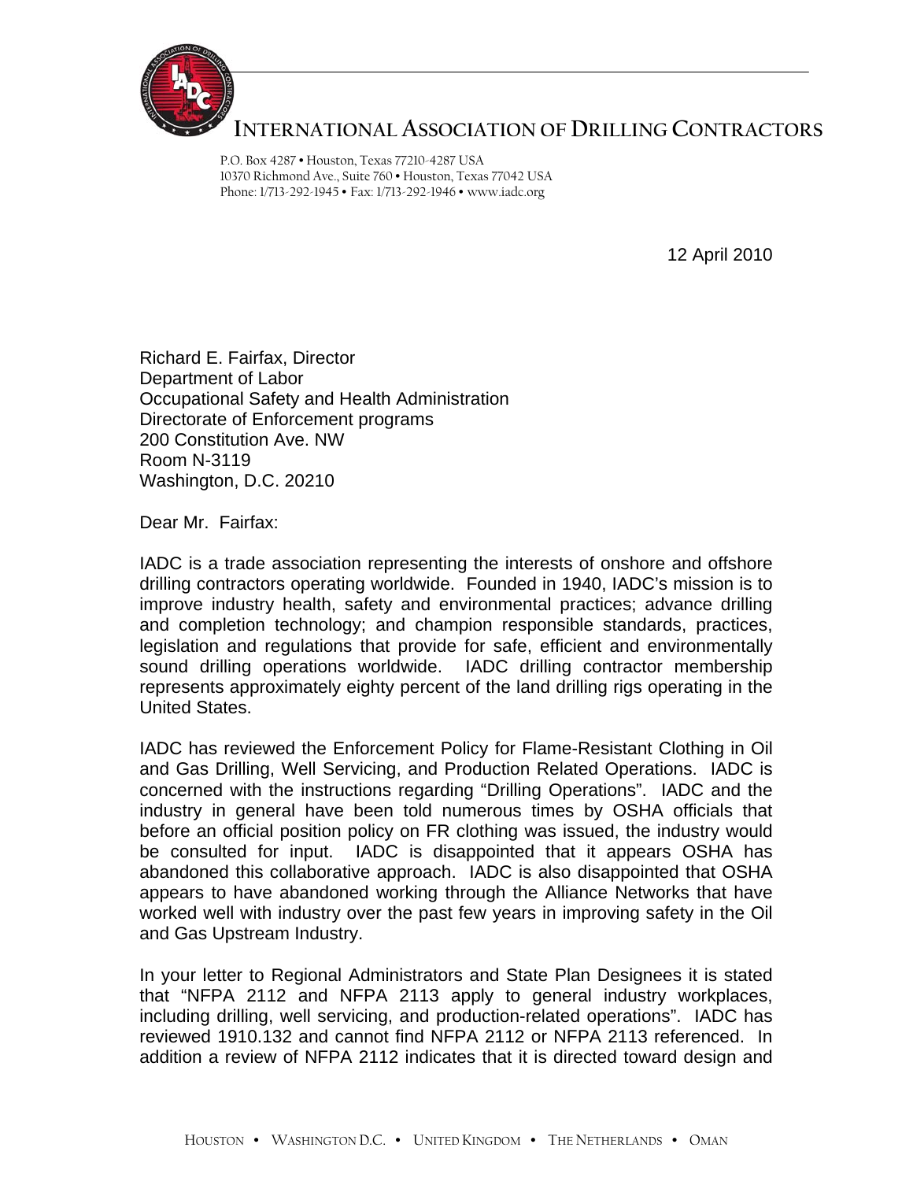# INTERNATIONAL ASSOCIATION OF DRILLING CONTRACTORS

P.O. Box 4287 • Houston, Texas 77210-4287 USA
10370 Richmond Ave., Suite 760 • Houston, Texas 77042 USA
Phone: 1/713-292-1945 • Fax: 1/713-292-1946 • www.iadc.org

12 April 2010

Richard E. Fairfax, Director
Department of Labor
Occupational Safety and Health Administration
Directorate of Enforcement programs
200 Constitution Ave. NW
Room N-3119
Washington, D.C. 20210

Dear Mr. Fairfax:

IADC is a trade association representing the interests of onshore and offshore drilling contractors operating worldwide. Founded in 1940, IADC's mission is to improve industry health, safety and environmental practices; advance drilling and completion technology; and champion responsible standards, practices, legislation and regulations that provide for safe, efficient and environmentally sound drilling operations worldwide. IADC drilling contractor membership represents approximately eighty percent of the land drilling rigs operating in the United States.

IADC has reviewed the Enforcement Policy for Flame-Resistant Clothing in Oil and Gas Drilling, Well Servicing, and Production Related Operations. IADC is concerned with the instructions regarding "Drilling Operations". IADC and the industry in general have been told numerous times by OSHA officials that before an official position policy on FR clothing was issued, the industry would be consulted for input. IADC is disappointed that it appears OSHA has abandoned this collaborative approach. IADC is also disappointed that OSHA appears to have abandoned working through the Alliance Networks that have worked well with industry over the past few years in improving safety in the Oil and Gas Upstream Industry.

In your letter to Regional Administrators and State Plan Designees it is stated that "NFPA 2112 and NFPA 2113 apply to general industry workplaces, including drilling, well servicing, and production-related operations". IADC has reviewed 1910.132 and cannot find NFPA 2112 or NFPA 2113 referenced. In addition a review of NFPA 2112 indicates that it is directed toward design and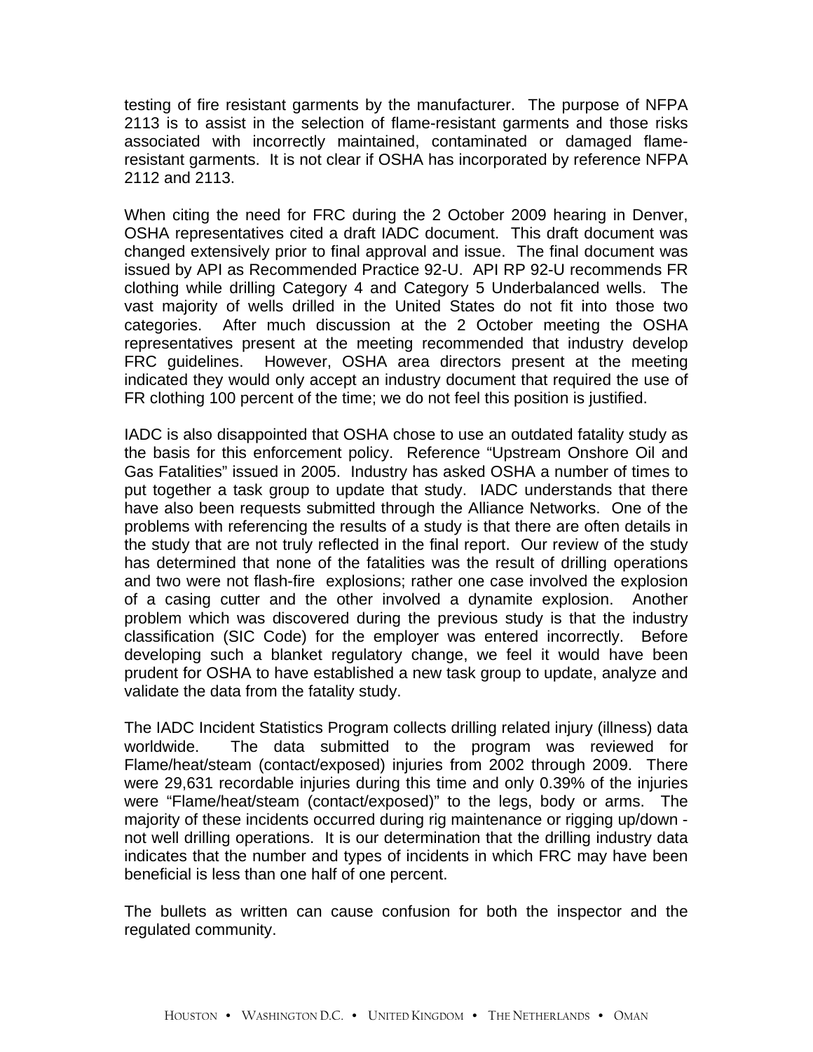testing of fire resistant garments by the manufacturer. The purpose of NFPA 2113 is to assist in the selection of flame-resistant garments and those risks associated with incorrectly maintained, contaminated or damaged flame-resistant garments. It is not clear if OSHA has incorporated by reference NFPA 2112 and 2113.

When citing the need for FRC during the 2 October 2009 hearing in Denver, OSHA representatives cited a draft IADC document. This draft document was changed extensively prior to final approval and issue. The final document was issued by API as Recommended Practice 92-U. API RP 92-U recommends FR clothing while drilling Category 4 and Category 5 Underbalanced wells. The vast majority of wells drilled in the United States do not fit into those two categories. After much discussion at the 2 October meeting the OSHA representatives present at the meeting recommended that industry develop FRC guidelines. However, OSHA area directors present at the meeting indicated they would only accept an industry document that required the use of FR clothing 100 percent of the time; we do not feel this position is justified.

IADC is also disappointed that OSHA chose to use an outdated fatality study as the basis for this enforcement policy. Reference "Upstream Onshore Oil and Gas Fatalities" issued in 2005. Industry has asked OSHA a number of times to put together a task group to update that study. IADC understands that there have also been requests submitted through the Alliance Networks. One of the problems with referencing the results of a study is that there are often details in the study that are not truly reflected in the final report. Our review of the study has determined that none of the fatalities was the result of drilling operations and two were not flash-fire explosions; rather one case involved the explosion of a casing cutter and the other involved a dynamite explosion. Another problem which was discovered during the previous study is that the industry classification (SIC Code) for the employer was entered incorrectly. Before developing such a blanket regulatory change, we feel it would have been prudent for OSHA to have established a new task group to update, analyze and validate the data from the fatality study.

The IADC Incident Statistics Program collects drilling related injury (illness) data worldwide. The data submitted to the program was reviewed for Flame/heat/steam (contact/exposed) injuries from 2002 through 2009. There were 29,631 recordable injuries during this time and only 0.39% of the injuries were "Flame/heat/steam (contact/exposed)" to the legs, body or arms. The majority of these incidents occurred during rig maintenance or rigging up/down - not well drilling operations. It is our determination that the drilling industry data indicates that the number and types of incidents in which FRC may have been beneficial is less than one half of one percent.

The bullets as written can cause confusion for both the inspector and the regulated community.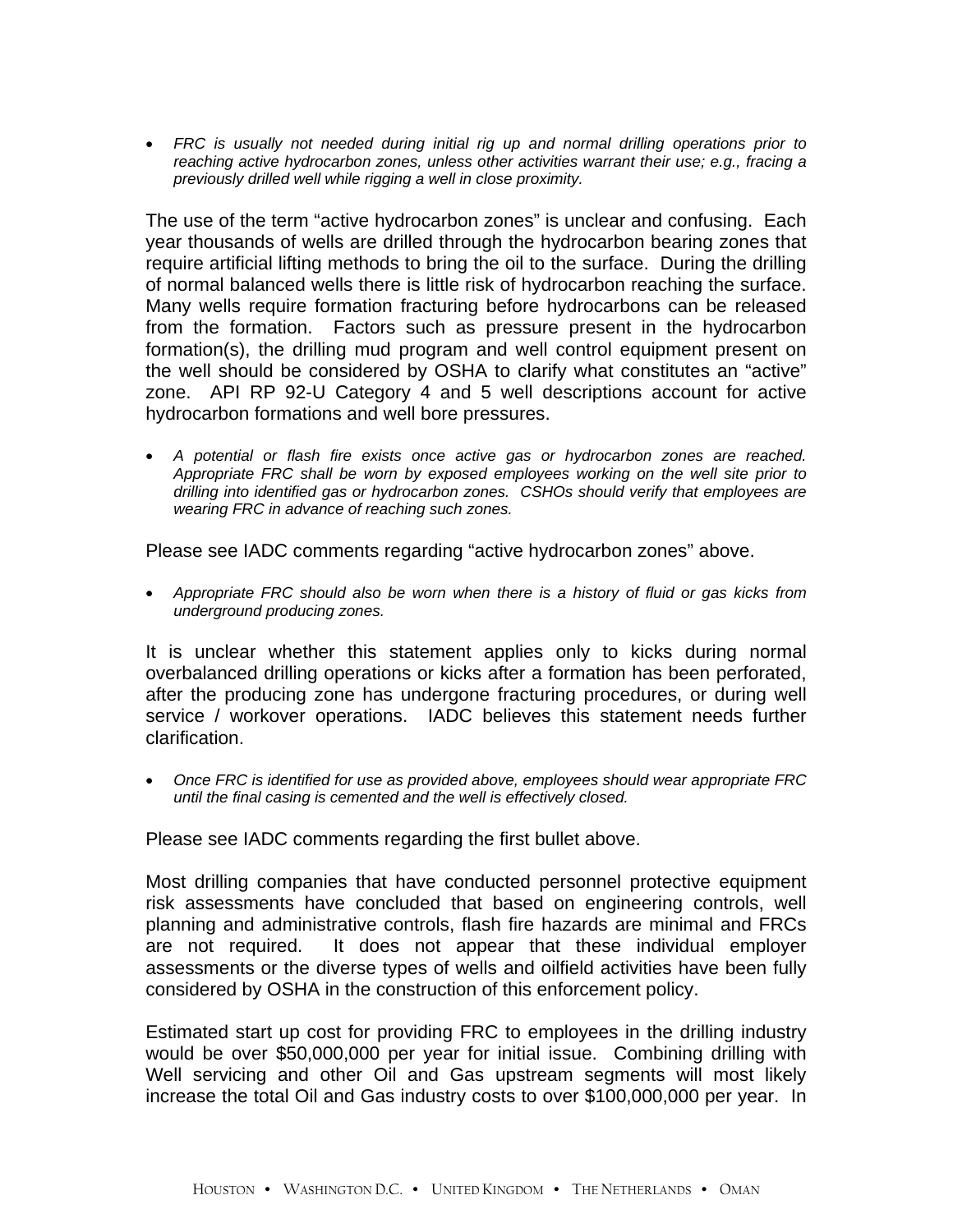- *FRC is usually not needed during initial rig up and normal drilling operations prior to reaching active hydrocarbon zones, unless other activities warrant their use; e.g., fracing a previously drilled well while rigging a well in close proximity.*

The use of the term "active hydrocarbon zones" is unclear and confusing. Each year thousands of wells are drilled through the hydrocarbon bearing zones that require artificial lifting methods to bring the oil to the surface. During the drilling of normal balanced wells there is little risk of hydrocarbon reaching the surface. Many wells require formation fracturing before hydrocarbons can be released from the formation. Factors such as pressure present in the hydrocarbon formation(s), the drilling mud program and well control equipment present on the well should be considered by OSHA to clarify what constitutes an "active" zone. API RP 92-U Category 4 and 5 well descriptions account for active hydrocarbon formations and well bore pressures.

- *A potential or flash fire exists once active gas or hydrocarbon zones are reached. Appropriate FRC shall be worn by exposed employees working on the well site prior to drilling into identified gas or hydrocarbon zones. CSHOs should verify that employees are wearing FRC in advance of reaching such zones.*

Please see IADC comments regarding "active hydrocarbon zones" above.

- *Appropriate FRC should also be worn when there is a history of fluid or gas kicks from underground producing zones.*

It is unclear whether this statement applies only to kicks during normal overbalanced drilling operations or kicks after a formation has been perforated, after the producing zone has undergone fracturing procedures, or during well service / workover operations. IADC believes this statement needs further clarification.

- *Once FRC is identified for use as provided above, employees should wear appropriate FRC until the final casing is cemented and the well is effectively closed.*

Please see IADC comments regarding the first bullet above.

Most drilling companies that have conducted personnel protective equipment risk assessments have concluded that based on engineering controls, well planning and administrative controls, flash fire hazards are minimal and FRCs are not required. It does not appear that these individual employer assessments or the diverse types of wells and oilfield activities have been fully considered by OSHA in the construction of this enforcement policy.

Estimated start up cost for providing FRC to employees in the drilling industry would be over $50,000,000 per year for initial issue. Combining drilling with Well servicing and other Oil and Gas upstream segments will most likely increase the total Oil and Gas industry costs to over $100,000,000 per year. In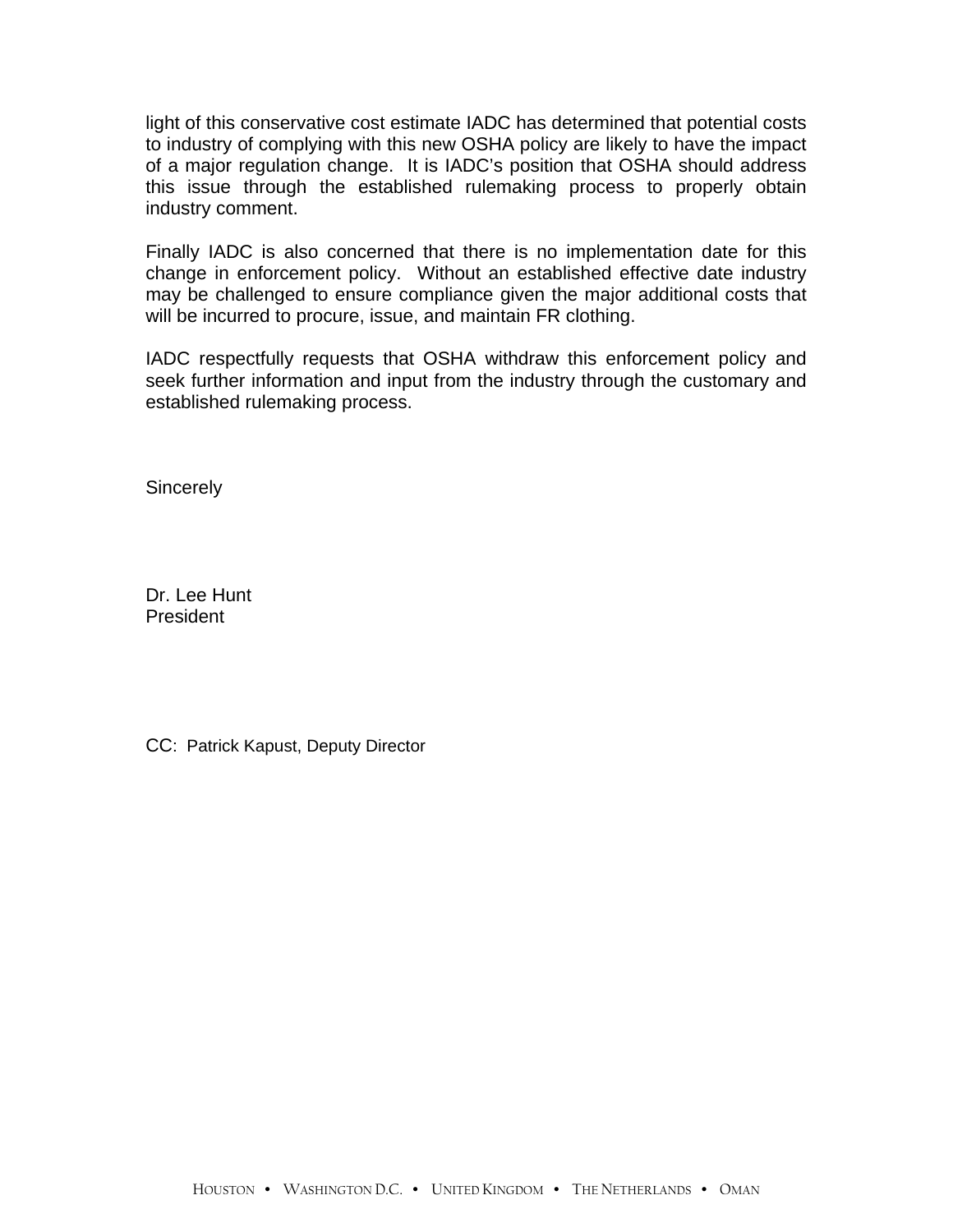light of this conservative cost estimate IADC has determined that potential costs to industry of complying with this new OSHA policy are likely to have the impact of a major regulation change. It is IADC's position that OSHA should address this issue through the established rulemaking process to properly obtain industry comment.

Finally IADC is also concerned that there is no implementation date for this change in enforcement policy. Without an established effective date industry may be challenged to ensure compliance given the major additional costs that will be incurred to procure, issue, and maintain FR clothing.

IADC respectfully requests that OSHA withdraw this enforcement policy and seek further information and input from the industry through the customary and established rulemaking process.

Sincerely

Dr. Lee Hunt
President

CC: Patrick Kapust, Deputy Director

HOUSTON • WASHINGTON D.C. • UNITED KINGDOM • THE NETHERLANDS • OMAN